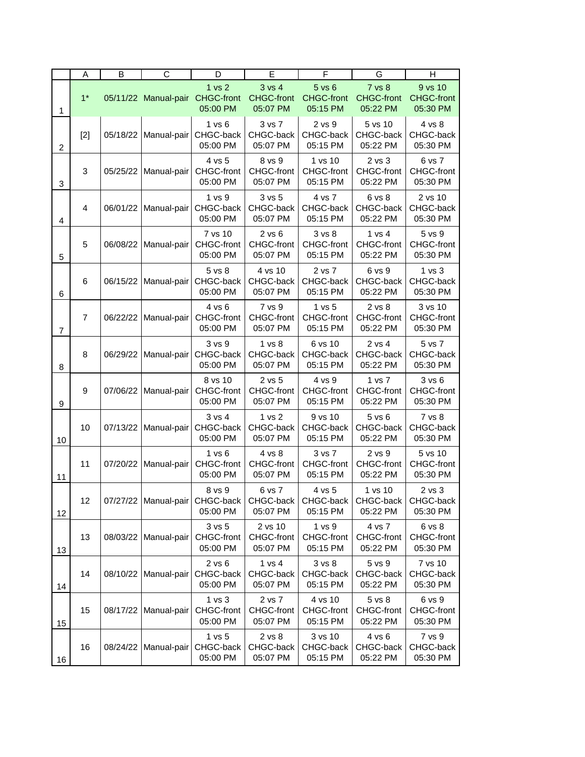| | A | B | C | D | E | F | G | H |
|---|---|---|---|---|---|---|---|---|
| 1 | 1* | 05/11/22 | Manual-pair | 1 vs 2 CHGC-front 05:00 PM | 3 vs 4 CHGC-front 05:07 PM | 5 vs 6 CHGC-front 05:15 PM | 7 vs 8 CHGC-front 05:22 PM | 9 vs 10 CHGC-front 05:30 PM |
| 2 | [2] | 05/18/22 | Manual-pair | 1 vs 6 CHGC-back 05:00 PM | 3 vs 7 CHGC-back 05:07 PM | 2 vs 9 CHGC-back 05:15 PM | 5 vs 10 CHGC-back 05:22 PM | 4 vs 8 CHGC-back 05:30 PM |
| 3 | 3 | 05/25/22 | Manual-pair | 4 vs 5 CHGC-front 05:00 PM | 8 vs 9 CHGC-front 05:07 PM | 1 vs 10 CHGC-front 05:15 PM | 2 vs 3 CHGC-front 05:22 PM | 6 vs 7 CHGC-front 05:30 PM |
| 4 | 4 | 06/01/22 | Manual-pair | 1 vs 9 CHGC-back 05:00 PM | 3 vs 5 CHGC-back 05:07 PM | 4 vs 7 CHGC-back 05:15 PM | 6 vs 8 CHGC-back 05:22 PM | 2 vs 10 CHGC-back 05:30 PM |
| 5 | 5 | 06/08/22 | Manual-pair | 7 vs 10 CHGC-front 05:00 PM | 2 vs 6 CHGC-front 05:07 PM | 3 vs 8 CHGC-front 05:15 PM | 1 vs 4 CHGC-front 05:22 PM | 5 vs 9 CHGC-front 05:30 PM |
| 6 | 6 | 06/15/22 | Manual-pair | 5 vs 8 CHGC-back 05:00 PM | 4 vs 10 CHGC-back 05:07 PM | 2 vs 7 CHGC-back 05:15 PM | 6 vs 9 CHGC-back 05:22 PM | 1 vs 3 CHGC-back 05:30 PM |
| 7 | 7 | 06/22/22 | Manual-pair | 4 vs 6 CHGC-front 05:00 PM | 7 vs 9 CHGC-front 05:07 PM | 1 vs 5 CHGC-front 05:15 PM | 2 vs 8 CHGC-front 05:22 PM | 3 vs 10 CHGC-front 05:30 PM |
| 8 | 8 | 06/29/22 | Manual-pair | 3 vs 9 CHGC-back 05:00 PM | 1 vs 8 CHGC-back 05:07 PM | 6 vs 10 CHGC-back 05:15 PM | 2 vs 4 CHGC-back 05:22 PM | 5 vs 7 CHGC-back 05:30 PM |
| 9 | 9 | 07/06/22 | Manual-pair | 8 vs 10 CHGC-front 05:00 PM | 2 vs 5 CHGC-front 05:07 PM | 4 vs 9 CHGC-front 05:15 PM | 1 vs 7 CHGC-front 05:22 PM | 3 vs 6 CHGC-front 05:30 PM |
| 10 | 10 | 07/13/22 | Manual-pair | 3 vs 4 CHGC-back 05:00 PM | 1 vs 2 CHGC-back 05:07 PM | 9 vs 10 CHGC-back 05:15 PM | 5 vs 6 CHGC-back 05:22 PM | 7 vs 8 CHGC-back 05:30 PM |
| 11 | 11 | 07/20/22 | Manual-pair | 1 vs 6 CHGC-front 05:00 PM | 4 vs 8 CHGC-front 05:07 PM | 3 vs 7 CHGC-front 05:15 PM | 2 vs 9 CHGC-front 05:22 PM | 5 vs 10 CHGC-front 05:30 PM |
| 12 | 12 | 07/27/22 | Manual-pair | 8 vs 9 CHGC-back 05:00 PM | 6 vs 7 CHGC-back 05:07 PM | 4 vs 5 CHGC-back 05:15 PM | 1 vs 10 CHGC-back 05:22 PM | 2 vs 3 CHGC-back 05:30 PM |
| 13 | 13 | 08/03/22 | Manual-pair | 3 vs 5 CHGC-front 05:00 PM | 2 vs 10 CHGC-front 05:07 PM | 1 vs 9 CHGC-front 05:15 PM | 4 vs 7 CHGC-front 05:22 PM | 6 vs 8 CHGC-front 05:30 PM |
| 14 | 14 | 08/10/22 | Manual-pair | 2 vs 6 CHGC-back 05:00 PM | 1 vs 4 CHGC-back 05:07 PM | 3 vs 8 CHGC-back 05:15 PM | 5 vs 9 CHGC-back 05:22 PM | 7 vs 10 CHGC-back 05:30 PM |
| 15 | 15 | 08/17/22 | Manual-pair | 1 vs 3 CHGC-front 05:00 PM | 2 vs 7 CHGC-front 05:07 PM | 4 vs 10 CHGC-front 05:15 PM | 5 vs 8 CHGC-front 05:22 PM | 6 vs 9 CHGC-front 05:30 PM |
| 16 | 16 | 08/24/22 | Manual-pair | 1 vs 5 CHGC-back 05:00 PM | 2 vs 8 CHGC-back 05:07 PM | 3 vs 10 CHGC-back 05:15 PM | 4 vs 6 CHGC-back 05:22 PM | 7 vs 9 CHGC-back 05:30 PM |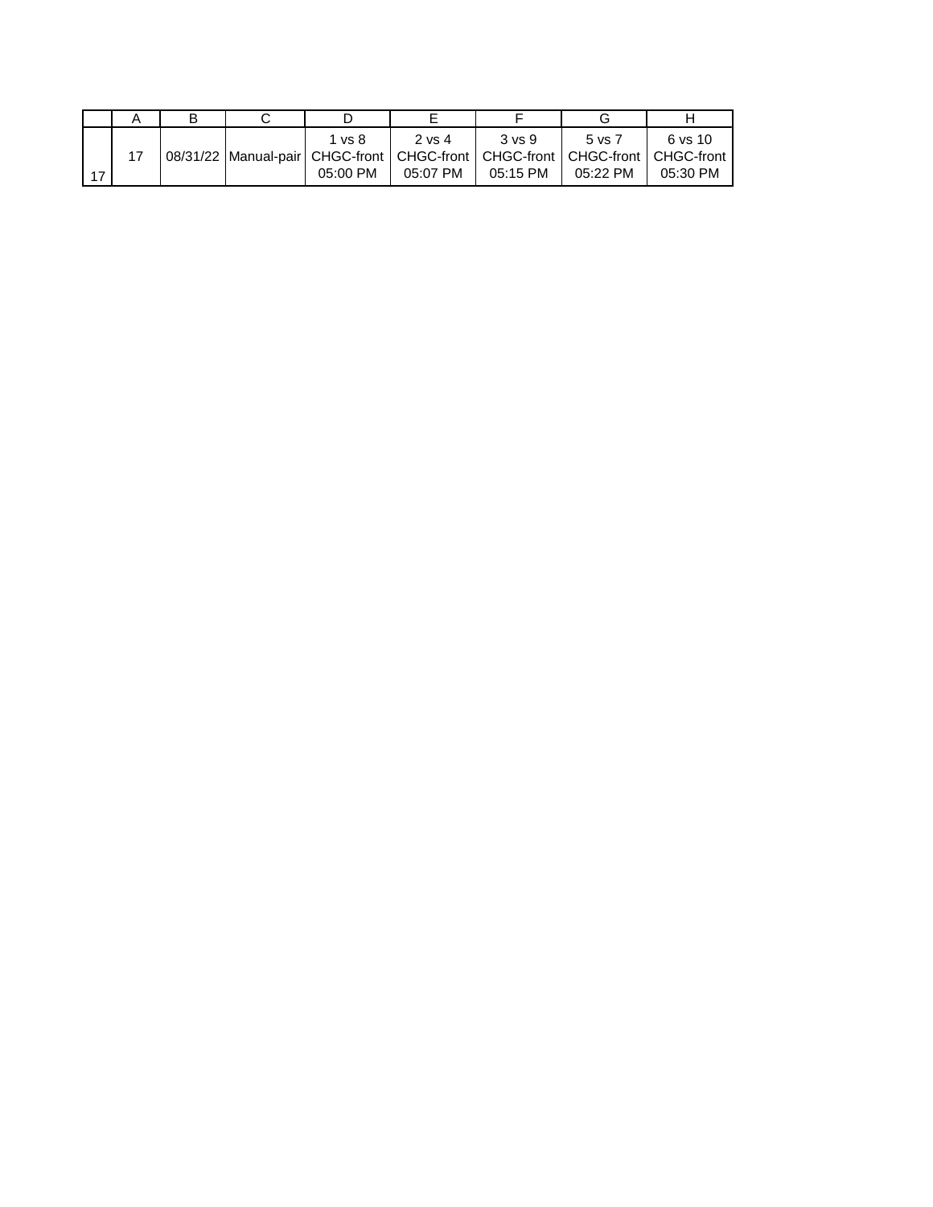| | A | B | C | D | E | F | G | H |
|---|---|---|---|---|---|---|---|---|
| 17 | 17 | 08/31/22 | Manual-pair | 1 vs 8 CHGC-front 05:00 PM | 2 vs 4 CHGC-front 05:07 PM | 3 vs 9 CHGC-front 05:15 PM | 5 vs 7 CHGC-front 05:22 PM | 6 vs 10 CHGC-front 05:30 PM |